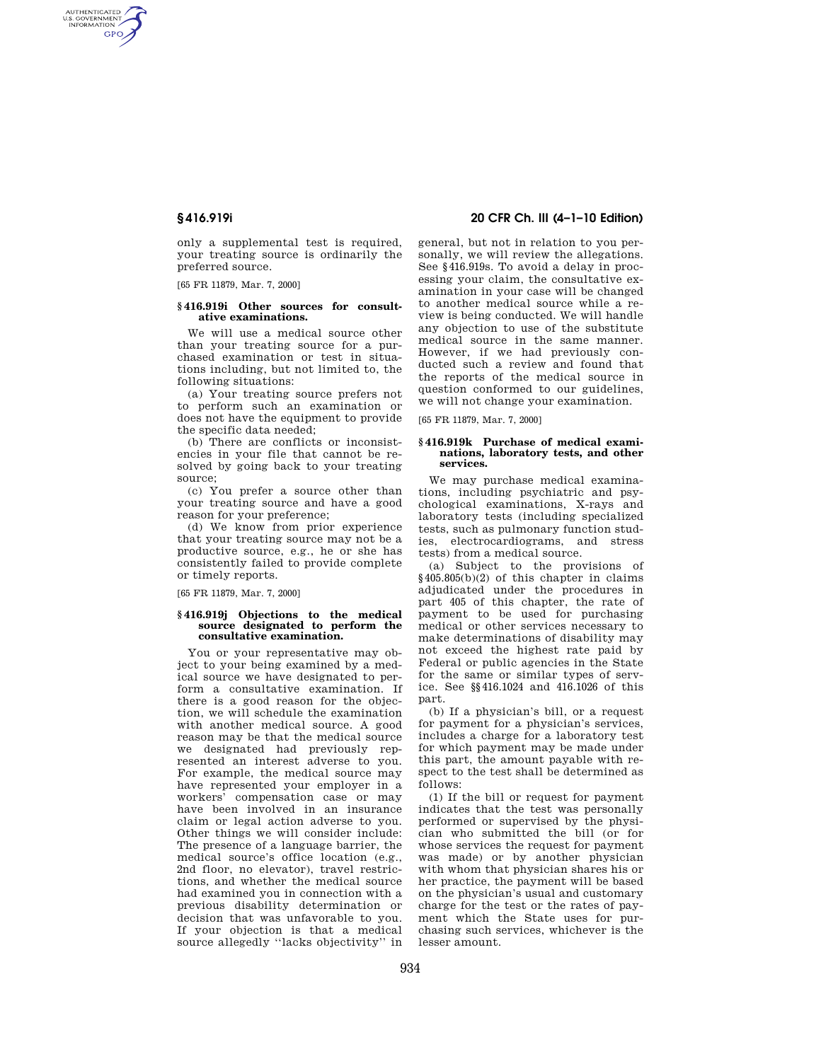only a supplemental test is required, your treating source is ordinarily the preferred source.

[65 FR 11879, Mar. 7, 2000]

### § 416.919i Other sources for consultative examinations.

We will use a medical source other than your treating source for a purchased examination or test in situations including, but not limited to, the following situations:

(a) Your treating source prefers not to perform such an examination or does not have the equipment to provide the specific data needed;

(b) There are conflicts or inconsistencies in your file that cannot be resolved by going back to your treating source;

(c) You prefer a source other than your treating source and have a good reason for your preference;

(d) We know from prior experience that your treating source may not be a productive source, e.g., he or she has consistently failed to provide complete or timely reports.

[65 FR 11879, Mar. 7, 2000]

### § 416.919j Objections to the medical source designated to perform the consultative examination.

You or your representative may object to your being examined by a medical source we have designated to perform a consultative examination. If there is a good reason for the objection, we will schedule the examination with another medical source. A good reason may be that the medical source we designated had previously represented an interest adverse to you. For example, the medical source may have represented your employer in a workers' compensation case or may have been involved in an insurance claim or legal action adverse to you. Other things we will consider include: The presence of a language barrier, the medical source's office location (e.g., 2nd floor, no elevator), travel restrictions, and whether the medical source had examined you in connection with a previous disability determination or decision that was unfavorable to you. If your objection is that a medical source allegedly "lacks objectivity" in general, but not in relation to you personally, we will review the allegations. See § 416.919s. To avoid a delay in processing your claim, the consultative examination in your case will be changed to another medical source while a review is being conducted. We will handle any objection to use of the substitute medical source in the same manner. However, if we had previously conducted such a review and found that the reports of the medical source in question conformed to our guidelines, we will not change your examination.

[65 FR 11879, Mar. 7, 2000]

### § 416.919k Purchase of medical examinations, laboratory tests, and other services.

We may purchase medical examinations, including psychiatric and psychological examinations, X-rays and laboratory tests (including specialized tests, such as pulmonary function studies, electrocardiograms, and stress tests) from a medical source.

(a) Subject to the provisions of § 405.805(b)(2) of this chapter in claims adjudicated under the procedures in part 405 of this chapter, the rate of payment to be used for purchasing medical or other services necessary to make determinations of disability may not exceed the highest rate paid by Federal or public agencies in the State for the same or similar types of service. See §§ 416.1024 and 416.1026 of this part.

(b) If a physician's bill, or a request for payment for a physician's services, includes a charge for a laboratory test for which payment may be made under this part, the amount payable with respect to the test shall be determined as follows:

(1) If the bill or request for payment indicates that the test was personally performed or supervised by the physician who submitted the bill (or for whose services the request for payment was made) or by another physician with whom that physician shares his or her practice, the payment will be based on the physician's usual and customary charge for the test or the rates of payment which the State uses for purchasing such services, whichever is the lesser amount.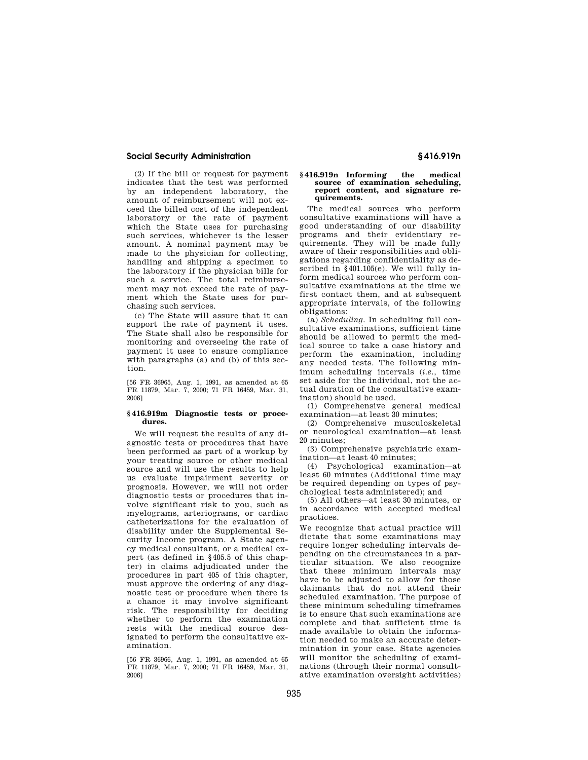(2) If the bill or request for payment indicates that the test was performed by an independent laboratory, the amount of reimbursement will not exceed the billed cost of the independent laboratory or the rate of payment which the State uses for purchasing such services, whichever is the lesser amount. A nominal payment may be made to the physician for collecting, handling and shipping a specimen to the laboratory if the physician bills for such a service. The total reimbursement may not exceed the rate of payment which the State uses for purchasing such services.

(c) The State will assure that it can support the rate of payment it uses. The State shall also be responsible for monitoring and overseeing the rate of payment it uses to ensure compliance with paragraphs (a) and (b) of this section.

[56 FR 36965, Aug. 1, 1991, as amended at 65 FR 11879, Mar. 7, 2000; 71 FR 16459, Mar. 31, 2006]

### § 416.919m Diagnostic tests or procedures.

We will request the results of any diagnostic tests or procedures that have been performed as part of a workup by your treating source or other medical source and will use the results to help us evaluate impairment severity or prognosis. However, we will not order diagnostic tests or procedures that involve significant risk to you, such as myelograms, arteriograms, or cardiac catheterizations for the evaluation of disability under the Supplemental Security Income program. A State agency medical consultant, or a medical expert (as defined in § 405.5 of this chapter) in claims adjudicated under the procedures in part 405 of this chapter, must approve the ordering of any diagnostic test or procedure when there is a chance it may involve significant risk. The responsibility for deciding whether to perform the examination rests with the medical source designated to perform the consultative examination.

[56 FR 36966, Aug. 1, 1991, as amended at 65 FR 11879, Mar. 7, 2000; 71 FR 16459, Mar. 31, 2006]

### § 416.919n Informing the medical source of examination scheduling, report content, and signature requirements.

The medical sources who perform consultative examinations will have a good understanding of our disability programs and their evidentiary requirements. They will be made fully aware of their responsibilities and obligations regarding confidentiality as described in § 401.105(e). We will fully inform medical sources who perform consultative examinations at the time we first contact them, and at subsequent appropriate intervals, of the following obligations:

(a) *Scheduling.* In scheduling full consultative examinations, sufficient time should be allowed to permit the medical source to take a case history and perform the examination, including any needed tests. The following minimum scheduling intervals (*i.e.*, time set aside for the individual, not the actual duration of the consultative examination) should be used.

(1) Comprehensive general medical examination—at least 30 minutes;

(2) Comprehensive musculoskeletal or neurological examination—at least 20 minutes;

(3) Comprehensive psychiatric examination—at least 40 minutes;

(4) Psychological examination—at least 60 minutes (Additional time may be required depending on types of psychological tests administered); and

(5) All others—at least 30 minutes, or in accordance with accepted medical practices.

We recognize that actual practice will dictate that some examinations may require longer scheduling intervals depending on the circumstances in a particular situation. We also recognize that these minimum intervals may have to be adjusted to allow for those claimants that do not attend their scheduled examination. The purpose of these minimum scheduling timeframes is to ensure that such examinations are complete and that sufficient time is made available to obtain the information needed to make an accurate determination in your case. State agencies will monitor the scheduling of examinations (through their normal consultative examination oversight activities)